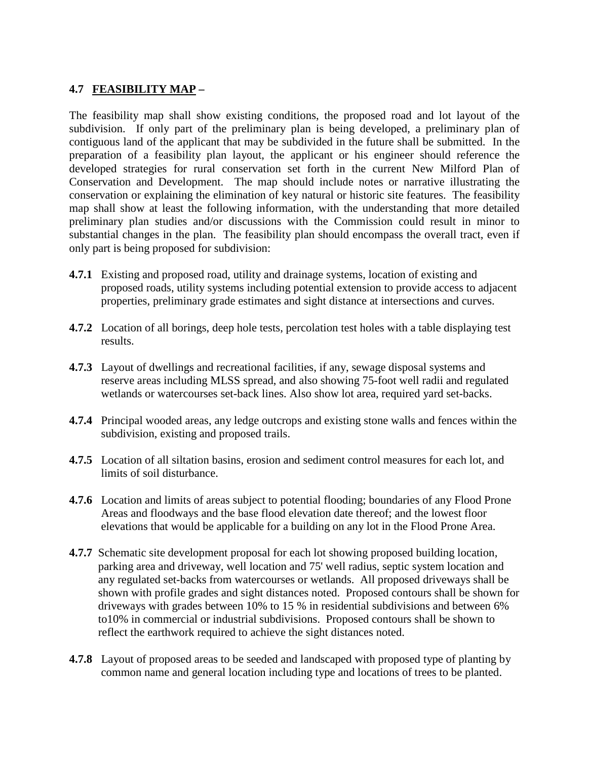## 4.7 FEASIBILITY MAP –

The feasibility map shall show existing conditions, the proposed road and lot layout of the subdivision. If only part of the preliminary plan is being developed, a preliminary plan of contiguous land of the applicant that may be subdivided in the future shall be submitted. In the preparation of a feasibility plan layout, the applicant or his engineer should reference the developed strategies for rural conservation set forth in the current New Milford Plan of Conservation and Development. The map should include notes or narrative illustrating the conservation or explaining the elimination of key natural or historic site features. The feasibility map shall show at least the following information, with the understanding that more detailed preliminary plan studies and/or discussions with the Commission could result in minor to substantial changes in the plan. The feasibility plan should encompass the overall tract, even if only part is being proposed for subdivision:

**4.7.1** Existing and proposed road, utility and drainage systems, location of existing and proposed roads, utility systems including potential extension to provide access to adjacent properties, preliminary grade estimates and sight distance at intersections and curves.

**4.7.2** Location of all borings, deep hole tests, percolation test holes with a table displaying test results.

**4.7.3** Layout of dwellings and recreational facilities, if any, sewage disposal systems and reserve areas including MLSS spread, and also showing 75-foot well radii and regulated wetlands or watercourses set-back lines. Also show lot area, required yard set-backs.

**4.7.4** Principal wooded areas, any ledge outcrops and existing stone walls and fences within the subdivision, existing and proposed trails.

**4.7.5** Location of all siltation basins, erosion and sediment control measures for each lot, and limits of soil disturbance.

**4.7.6** Location and limits of areas subject to potential flooding; boundaries of any Flood Prone Areas and floodways and the base flood elevation date thereof; and the lowest floor elevations that would be applicable for a building on any lot in the Flood Prone Area.

**4.7.7** Schematic site development proposal for each lot showing proposed building location, parking area and driveway, well location and 75' well radius, septic system location and any regulated set-backs from watercourses or wetlands. All proposed driveways shall be shown with profile grades and sight distances noted. Proposed contours shall be shown for driveways with grades between 10% to 15 % in residential subdivisions and between 6% to10% in commercial or industrial subdivisions. Proposed contours shall be shown to reflect the earthwork required to achieve the sight distances noted.

**4.7.8** Layout of proposed areas to be seeded and landscaped with proposed type of planting by common name and general location including type and locations of trees to be planted.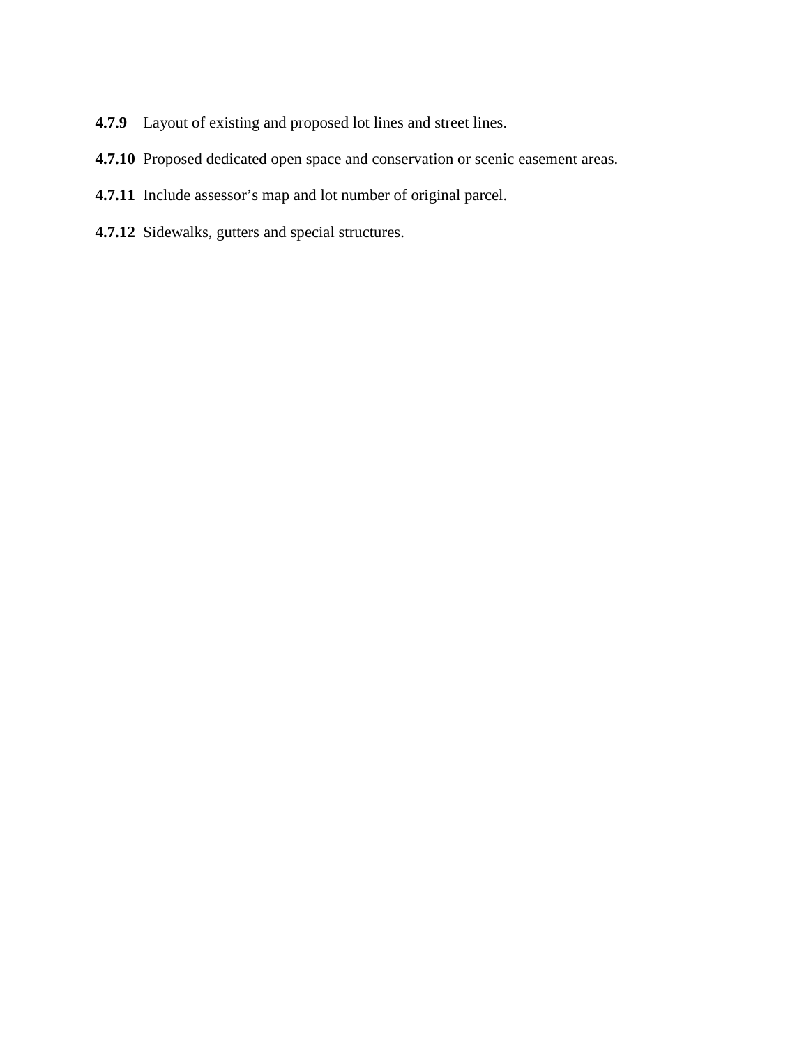**4.7.9** Layout of existing and proposed lot lines and street lines.

**4.7.10** Proposed dedicated open space and conservation or scenic easement areas.

**4.7.11** Include assessor's map and lot number of original parcel.

**4.7.12** Sidewalks, gutters and special structures.